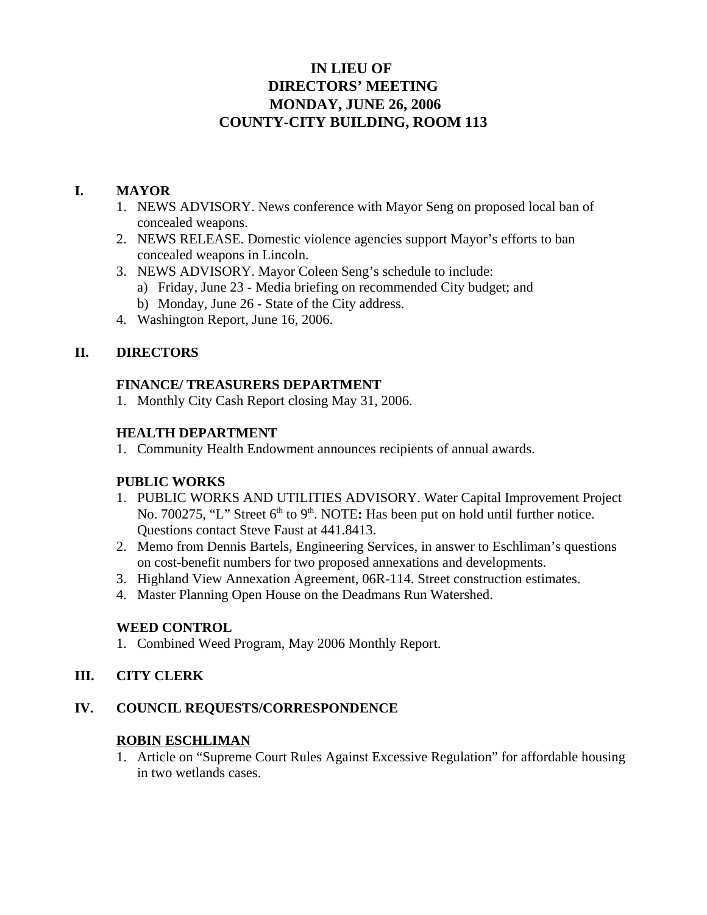# IN LIEU OF
# DIRECTORS' MEETING
# MONDAY, JUNE 26, 2006
# COUNTY-CITY BUILDING, ROOM 113

## I. MAYOR

1. NEWS ADVISORY. News conference with Mayor Seng on proposed local ban of concealed weapons.
2. NEWS RELEASE. Domestic violence agencies support Mayor's efforts to ban concealed weapons in Lincoln.
3. NEWS ADVISORY. Mayor Coleen Seng's schedule to include:
   a) Friday, June 23 - Media briefing on recommended City budget; and
   b) Monday, June 26 - State of the City address.
4. Washington Report, June 16, 2006.

## II. DIRECTORS

### FINANCE/ TREASURERS DEPARTMENT

1. Monthly City Cash Report closing May 31, 2006.

### HEALTH DEPARTMENT

1. Community Health Endowment announces recipients of annual awards.

### PUBLIC WORKS

1. PUBLIC WORKS AND UTILITIES ADVISORY. Water Capital Improvement Project No. 700275, "L" Street 6th to 9th. NOTE**:** Has been put on hold until further notice. Questions contact Steve Faust at 441.8413.
2. Memo from Dennis Bartels, Engineering Services, in answer to Eschliman's questions on cost-benefit numbers for two proposed annexations and developments.
3. Highland View Annexation Agreement, 06R-114. Street construction estimates.
4. Master Planning Open House on the Deadmans Run Watershed.

### WEED CONTROL

1. Combined Weed Program, May 2006 Monthly Report.

## III. CITY CLERK

## IV. COUNCIL REQUESTS/CORRESPONDENCE

### ROBIN ESCHLIMAN

1. Article on "Supreme Court Rules Against Excessive Regulation" for affordable housing in two wetlands cases.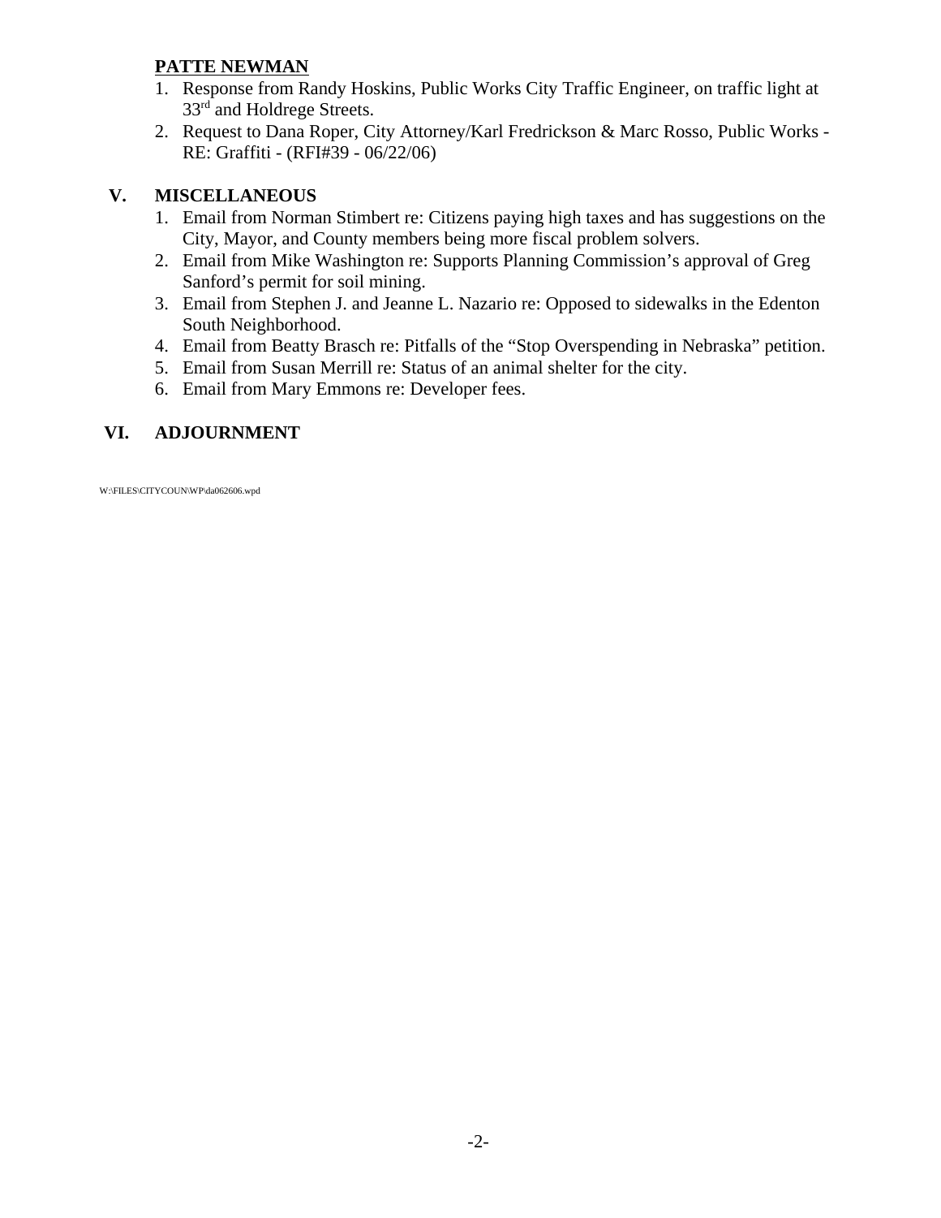**PATTE NEWMAN**

1. Response from Randy Hoskins, Public Works City Traffic Engineer, on traffic light at 33rd and Holdrege Streets.
2. Request to Dana Roper, City Attorney/Karl Fredrickson & Marc Rosso, Public Works - RE: Graffiti - (RFI#39 - 06/22/06)

## V. MISCELLANEOUS

1. Email from Norman Stimbert re: Citizens paying high taxes and has suggestions on the City, Mayor, and County members being more fiscal problem solvers.
2. Email from Mike Washington re: Supports Planning Commission's approval of Greg Sanford's permit for soil mining.
3. Email from Stephen J. and Jeanne L. Nazario re: Opposed to sidewalks in the Edenton South Neighborhood.
4. Email from Beatty Brasch re: Pitfalls of the "Stop Overspending in Nebraska" petition.
5. Email from Susan Merrill re: Status of an animal shelter for the city.
6. Email from Mary Emmons re: Developer fees.

## VI. ADJOURNMENT

W:\FILES\CITYCOUN\WP\da062606.wpd